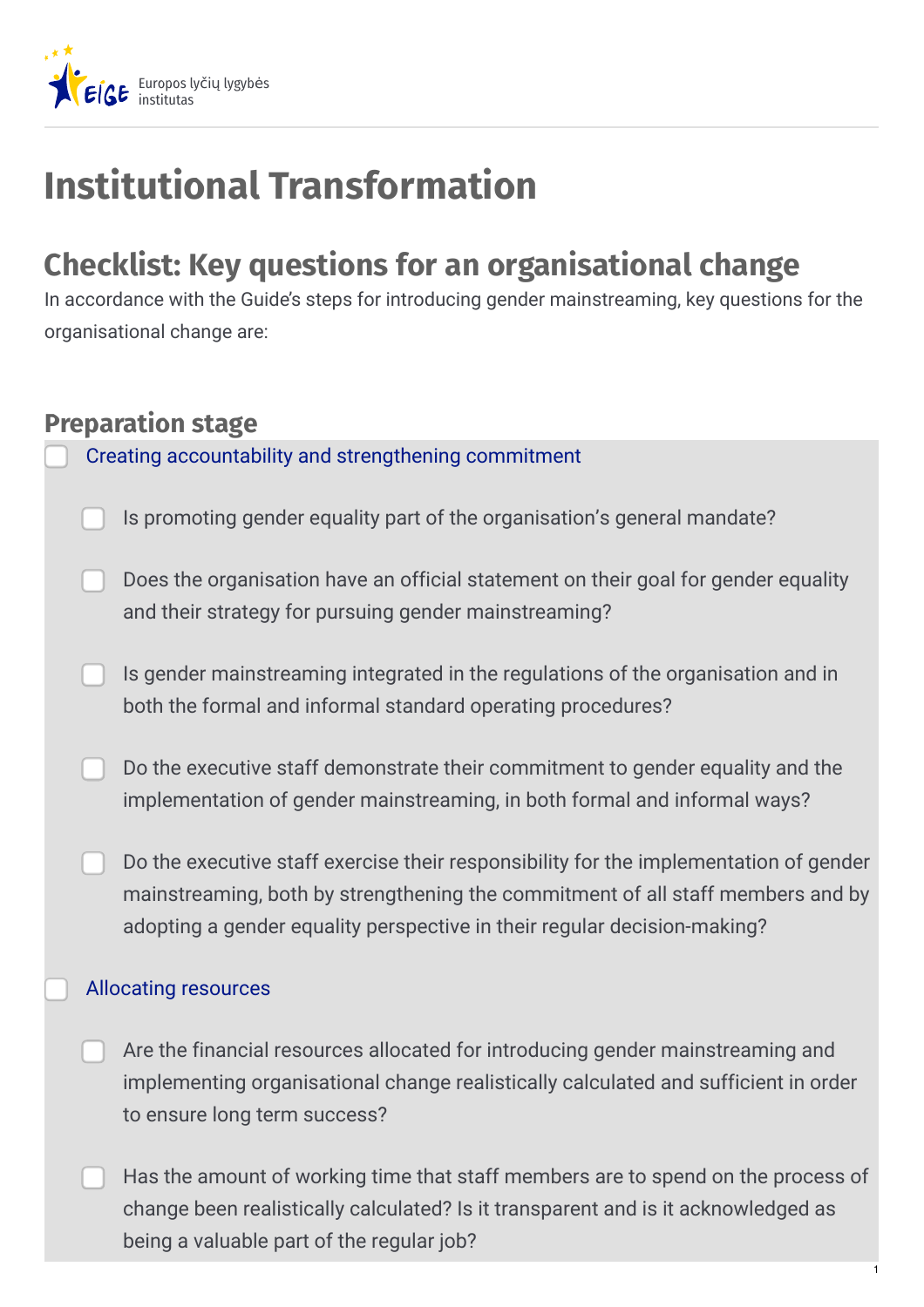Europos lyčių lygybės institutas

# Institutional Transformation

## Checklist: Key questions for an organisational change

In accordance with the Guide's steps for introducing gender mainstreaming, key questions for the organisational change are:

### Preparation stage

- [ ] Creating accountability and strengthening commitment
    - [ ] Is promoting gender equality part of the organisation's general mandate?
    - [ ] Does the organisation have an official statement on their goal for gender equality and their strategy for pursuing gender mainstreaming?
    - [ ] Is gender mainstreaming integrated in the regulations of the organisation and in both the formal and informal standard operating procedures?
    - [ ] Do the executive staff demonstrate their commitment to gender equality and the implementation of gender mainstreaming, in both formal and informal ways?
    - [ ] Do the executive staff exercise their responsibility for the implementation of gender mainstreaming, both by strengthening the commitment of all staff members and by adopting a gender equality perspective in their regular decision-making?
- [ ] Allocating resources
    - [ ] Are the financial resources allocated for introducing gender mainstreaming and implementing organisational change realistically calculated and sufficient in order to ensure long term success?
    - [ ] Has the amount of working time that staff members are to spend on the process of change been realistically calculated? Is it transparent and is it acknowledged as being a valuable part of the regular job?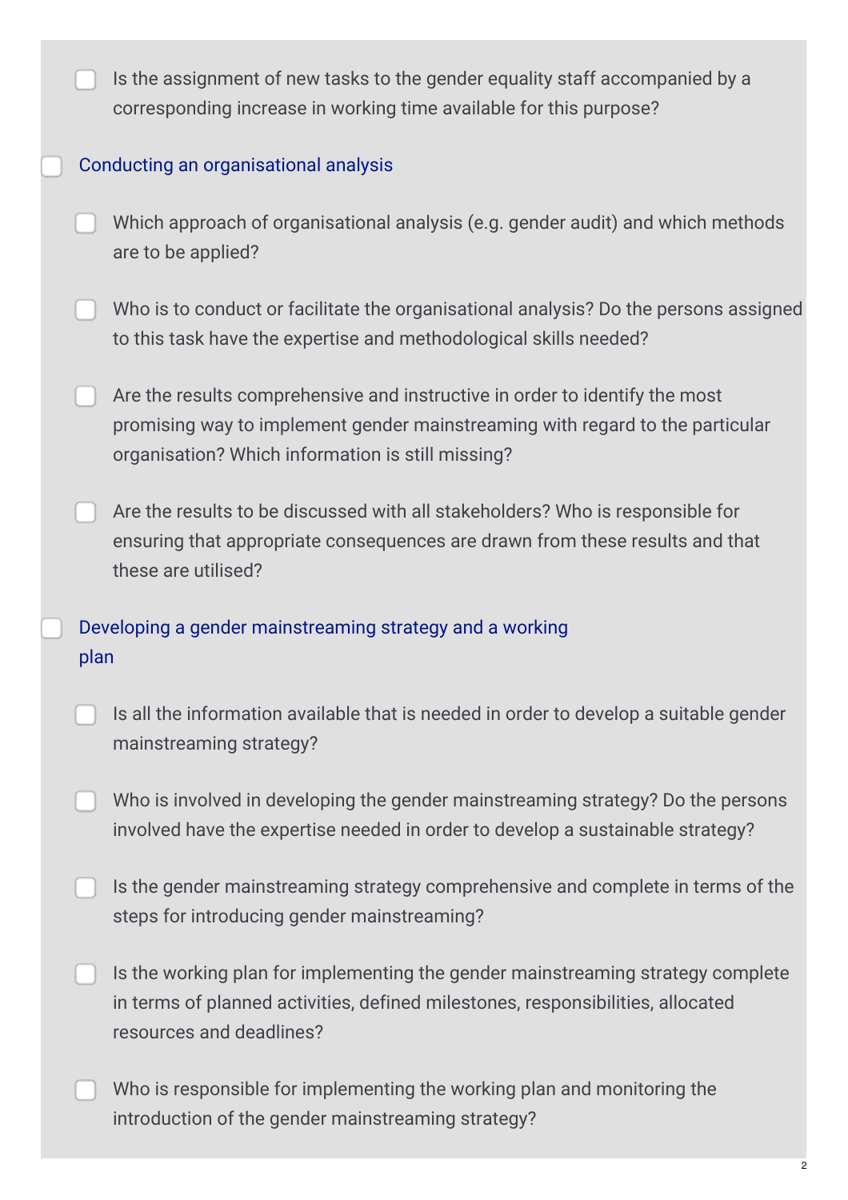- [ ] Is the assignment of new tasks to the gender equality staff accompanied by a corresponding increase in working time available for this purpose?

- [ ] Conducting an organisational analysis
  - [ ] Which approach of organisational analysis (e.g. gender audit) and which methods are to be applied?
  - [ ] Who is to conduct or facilitate the organisational analysis? Do the persons assigned to this task have the expertise and methodological skills needed?
  - [ ] Are the results comprehensive and instructive in order to identify the most promising way to implement gender mainstreaming with regard to the particular organisation? Which information is still missing?
  - [ ] Are the results to be discussed with all stakeholders? Who is responsible for ensuring that appropriate consequences are drawn from these results and that these are utilised?

- [ ] Developing a gender mainstreaming strategy and a working plan
  - [ ] Is all the information available that is needed in order to develop a suitable gender mainstreaming strategy?
  - [ ] Who is involved in developing the gender mainstreaming strategy? Do the persons involved have the expertise needed in order to develop a sustainable strategy?
  - [ ] Is the gender mainstreaming strategy comprehensive and complete in terms of the steps for introducing gender mainstreaming?
  - [ ] Is the working plan for implementing the gender mainstreaming strategy complete in terms of planned activities, defined milestones, responsibilities, allocated resources and deadlines?
  - [ ] Who is responsible for implementing the working plan and monitoring the introduction of the gender mainstreaming strategy?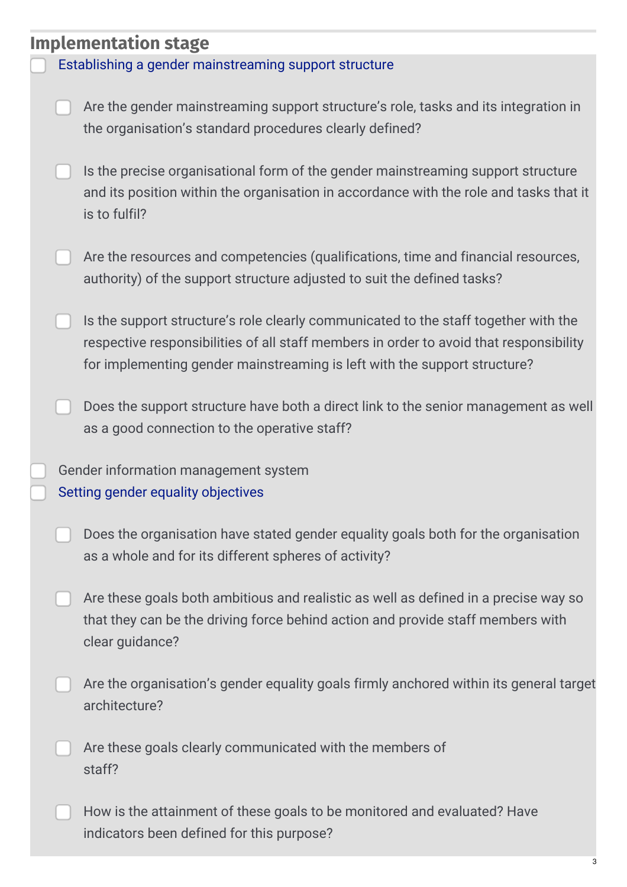## Implementation stage

- [ ] Establishing a gender mainstreaming support structure
    - [ ] Are the gender mainstreaming support structure's role, tasks and its integration in the organisation's standard procedures clearly defined?
    - [ ] Is the precise organisational form of the gender mainstreaming support structure and its position within the organisation in accordance with the role and tasks that it is to fulfil?
    - [ ] Are the resources and competencies (qualifications, time and financial resources, authority) of the support structure adjusted to suit the defined tasks?
    - [ ] Is the support structure's role clearly communicated to the staff together with the respective responsibilities of all staff members in order to avoid that responsibility for implementing gender mainstreaming is left with the support structure?
    - [ ] Does the support structure have both a direct link to the senior management as well as a good connection to the operative staff?
- [ ] Gender information management system
- [ ] Setting gender equality objectives
    - [ ] Does the organisation have stated gender equality goals both for the organisation as a whole and for its different spheres of activity?
    - [ ] Are these goals both ambitious and realistic as well as defined in a precise way so that they can be the driving force behind action and provide staff members with clear guidance?
    - [ ] Are the organisation's gender equality goals firmly anchored within its general target architecture?
    - [ ] Are these goals clearly communicated with the members of staff?
    - [ ] How is the attainment of these goals to be monitored and evaluated? Have indicators been defined for this purpose?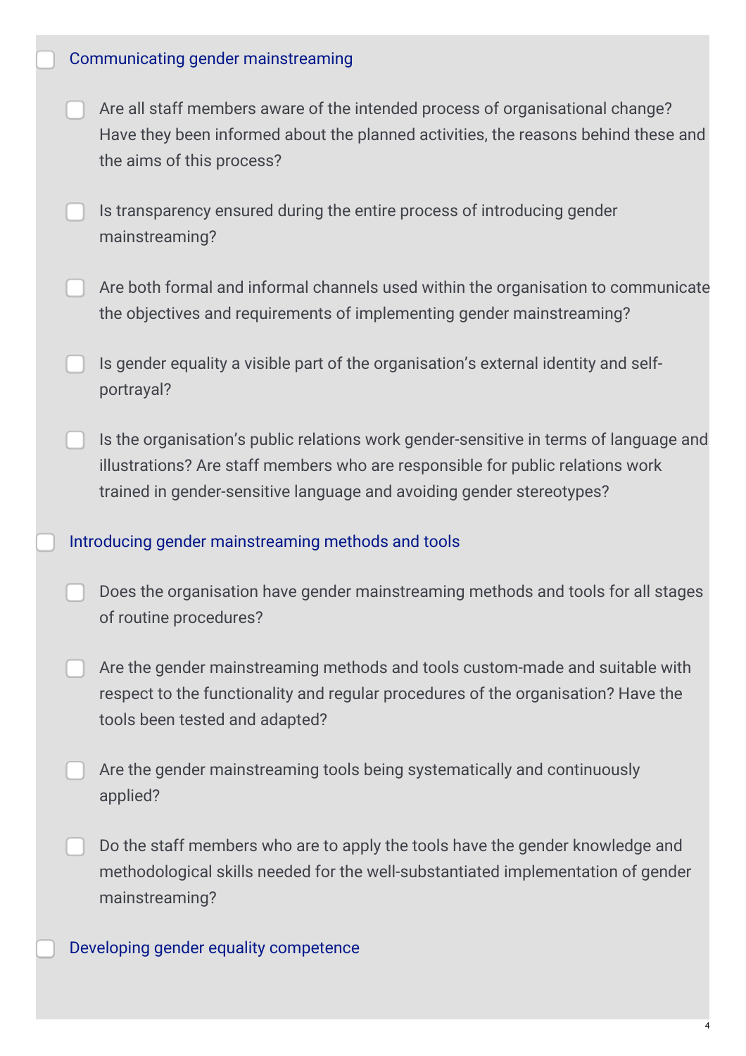- [ ] Communicating gender mainstreaming
  - [ ] Are all staff members aware of the intended process of organisational change? Have they been informed about the planned activities, the reasons behind these and the aims of this process?
  - [ ] Is transparency ensured during the entire process of introducing gender mainstreaming?
  - [ ] Are both formal and informal channels used within the organisation to communicate the objectives and requirements of implementing gender mainstreaming?
  - [ ] Is gender equality a visible part of the organisation's external identity and self-portrayal?
  - [ ] Is the organisation's public relations work gender-sensitive in terms of language and illustrations? Are staff members who are responsible for public relations work trained in gender-sensitive language and avoiding gender stereotypes?
- [ ] Introducing gender mainstreaming methods and tools
  - [ ] Does the organisation have gender mainstreaming methods and tools for all stages of routine procedures?
  - [ ] Are the gender mainstreaming methods and tools custom-made and suitable with respect to the functionality and regular procedures of the organisation? Have the tools been tested and adapted?
  - [ ] Are the gender mainstreaming tools being systematically and continuously applied?
  - [ ] Do the staff members who are to apply the tools have the gender knowledge and methodological skills needed for the well-substantiated implementation of gender mainstreaming?
- [ ] Developing gender equality competence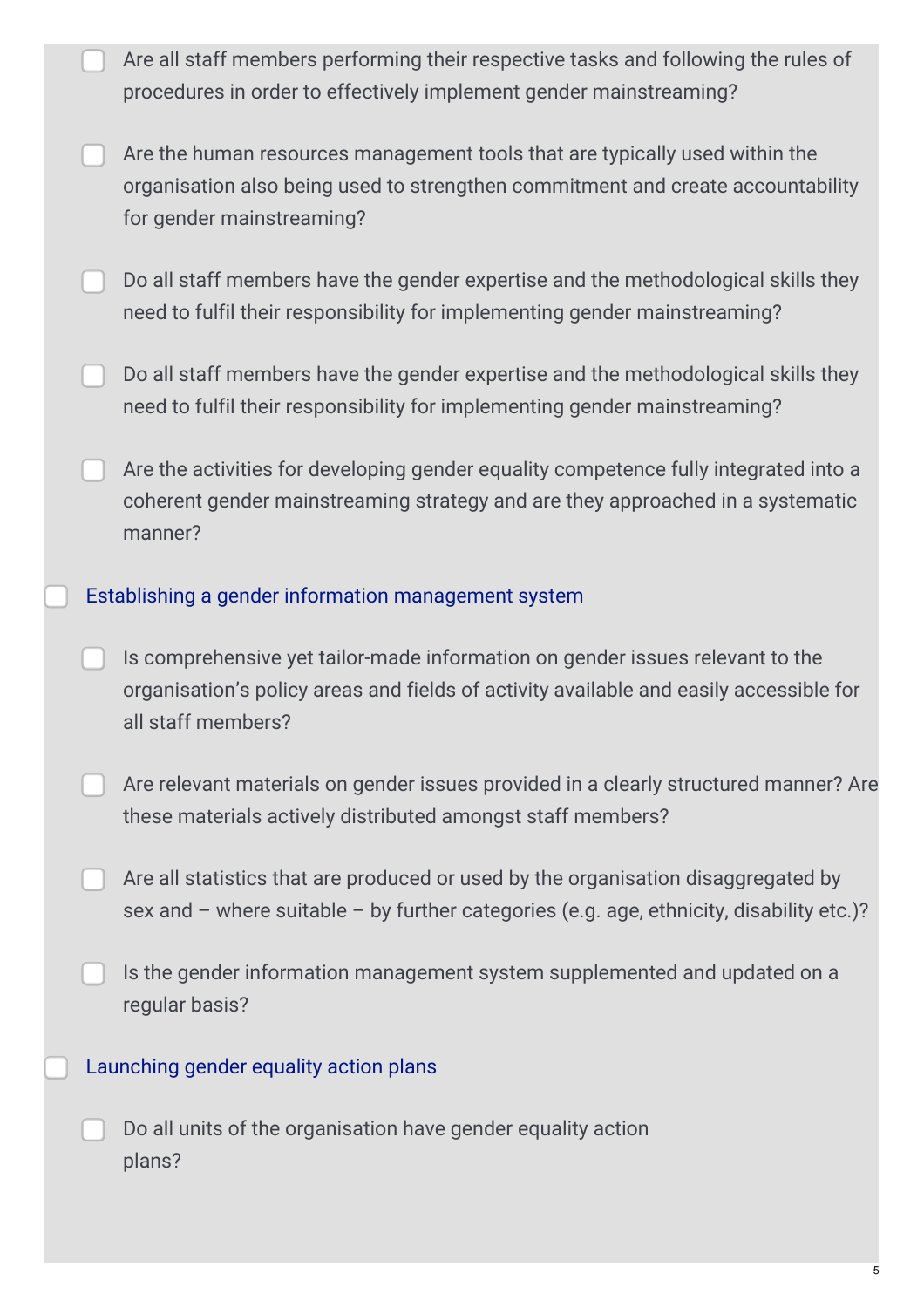- [ ] Are all staff members performing their respective tasks and following the rules of procedures in order to effectively implement gender mainstreaming?
- [ ] Are the human resources management tools that are typically used within the organisation also being used to strengthen commitment and create accountability for gender mainstreaming?
- [ ] Do all staff members have the gender expertise and the methodological skills they need to fulfil their responsibility for implementing gender mainstreaming?
- [ ] Do all staff members have the gender expertise and the methodological skills they need to fulfil their responsibility for implementing gender mainstreaming?
- [ ] Are the activities for developing gender equality competence fully integrated into a coherent gender mainstreaming strategy and are they approached in a systematic manner?

- [ ] Establishing a gender information management system
  - [ ] Is comprehensive yet tailor-made information on gender issues relevant to the organisation's policy areas and fields of activity available and easily accessible for all staff members?
  - [ ] Are relevant materials on gender issues provided in a clearly structured manner? Are these materials actively distributed amongst staff members?
  - [ ] Are all statistics that are produced or used by the organisation disaggregated by sex and – where suitable – by further categories (e.g. age, ethnicity, disability etc.)?
  - [ ] Is the gender information management system supplemented and updated on a regular basis?

- [ ] Launching gender equality action plans
  - [ ] Do all units of the organisation have gender equality action plans?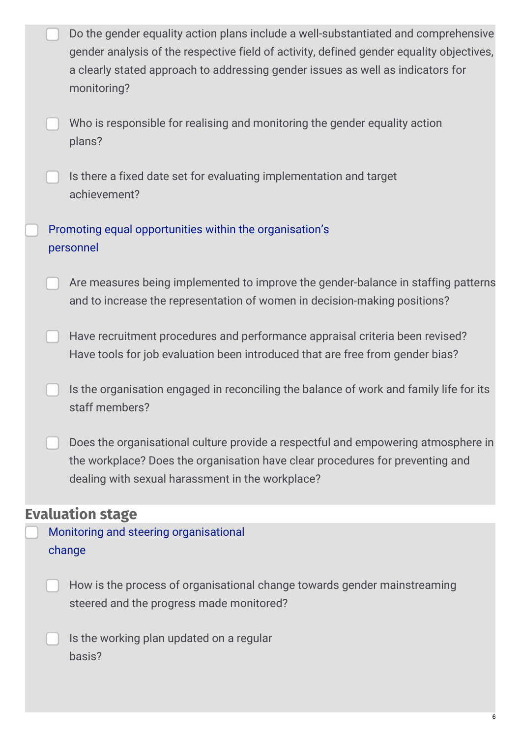- [ ] Do the gender equality action plans include a well-substantiated and comprehensive gender analysis of the respective field of activity, defined gender equality objectives, a clearly stated approach to addressing gender issues as well as indicators for monitoring?
- [ ] Who is responsible for realising and monitoring the gender equality action plans?
- [ ] Is there a fixed date set for evaluating implementation and target achievement?

- [ ] Promoting equal opportunities within the organisation's personnel

  - [ ] Are measures being implemented to improve the gender-balance in staffing patterns and to increase the representation of women in decision-making positions?
  - [ ] Have recruitment procedures and performance appraisal criteria been revised? Have tools for job evaluation been introduced that are free from gender bias?
  - [ ] Is the organisation engaged in reconciling the balance of work and family life for its staff members?
  - [ ] Does the organisational culture provide a respectful and empowering atmosphere in the workplace? Does the organisation have clear procedures for preventing and dealing with sexual harassment in the workplace?

## Evaluation stage

- [ ] Monitoring and steering organisational change

  - [ ] How is the process of organisational change towards gender mainstreaming steered and the progress made monitored?
  - [ ] Is the working plan updated on a regular basis?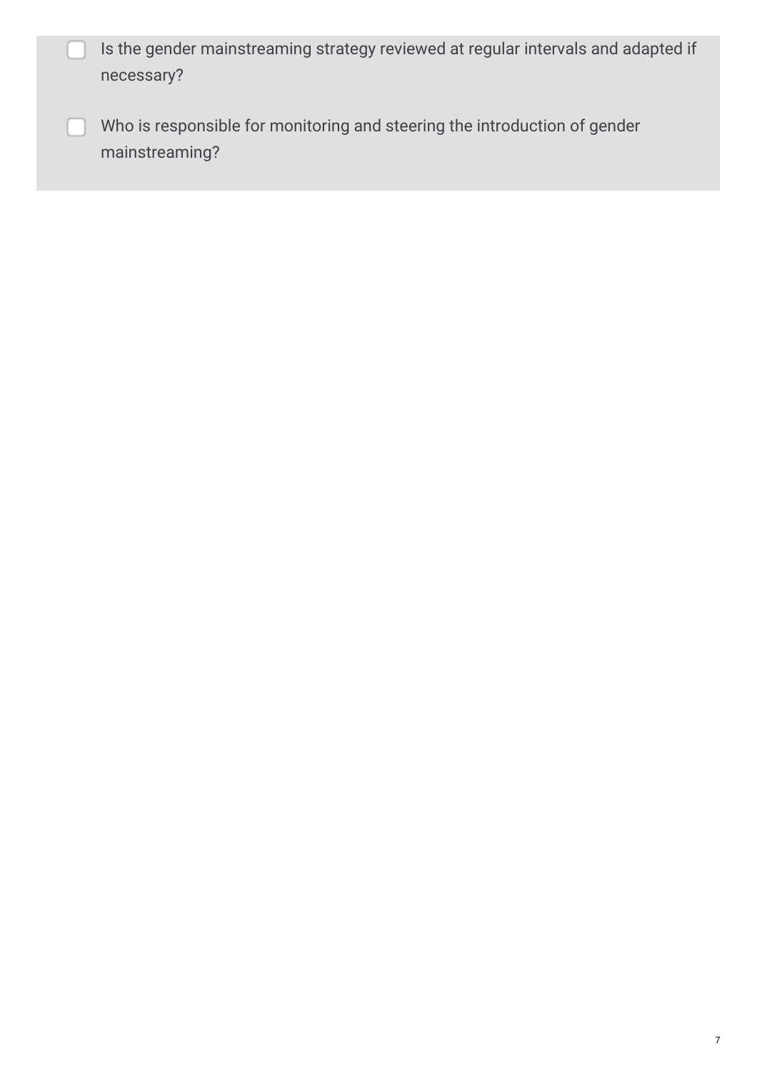- [ ] Is the gender mainstreaming strategy reviewed at regular intervals and adapted if necessary?
- [ ] Who is responsible for monitoring and steering the introduction of gender mainstreaming?